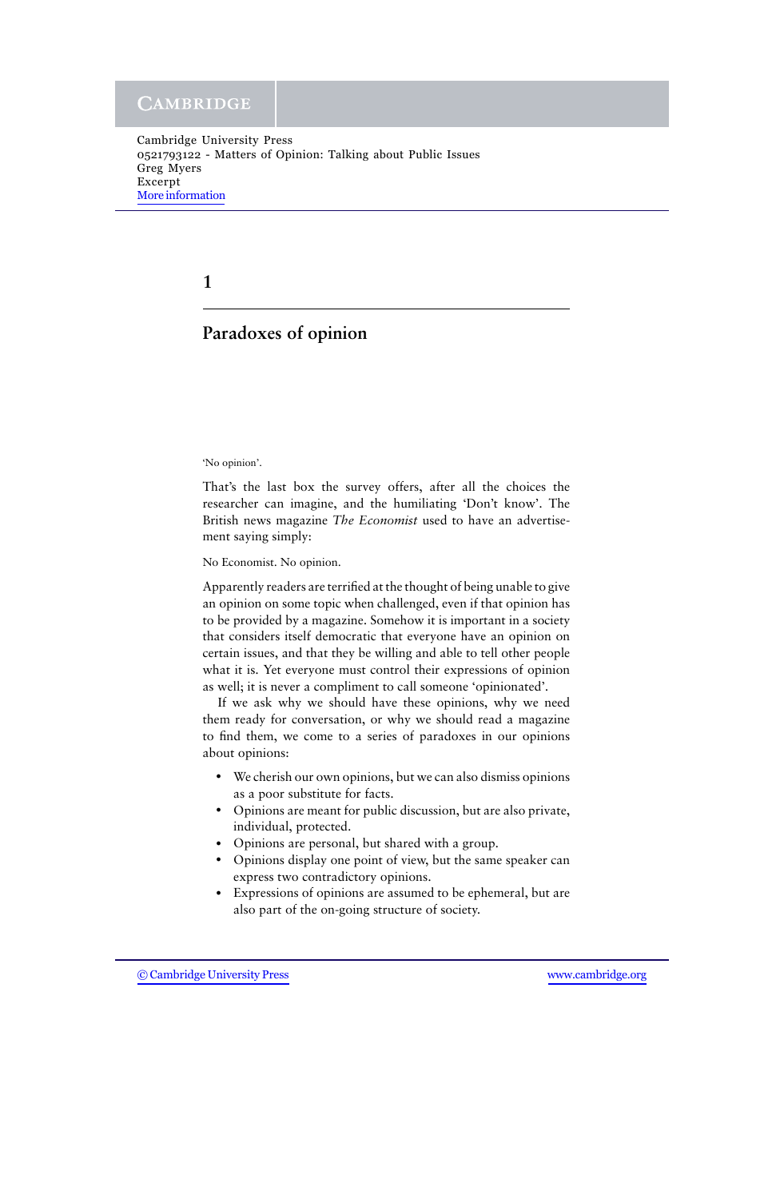# 1

## Paradoxes of opinion

'No opinion'.

That's the last box the survey offers, after all the choices the researcher can imagine, and the humiliating 'Don't know'. The British news magazine *The Economist* used to have an advertisement saying simply:

No Economist. No opinion.

Apparently readers are terrified at the thought of being unable to give an opinion on some topic when challenged, even if that opinion has to be provided by a magazine. Somehow it is important in a society that considers itself democratic that everyone have an opinion on certain issues, and that they be willing and able to tell other people what it is. Yet everyone must control their expressions of opinion as well; it is never a compliment to call someone 'opinionated'.

If we ask why we should have these opinions, why we need them ready for conversation, or why we should read a magazine to find them, we come to a series of paradoxes in our opinions about opinions:

- We cherish our own opinions, but we can also dismiss opinions as a poor substitute for facts.
- Opinions are meant for public discussion, but are also private, individual, protected.
- Opinions are personal, but shared with a group.
- Opinions display one point of view, but the same speaker can express two contradictory opinions.
- Expressions of opinions are assumed to be ephemeral, but are also part of the on-going structure of society.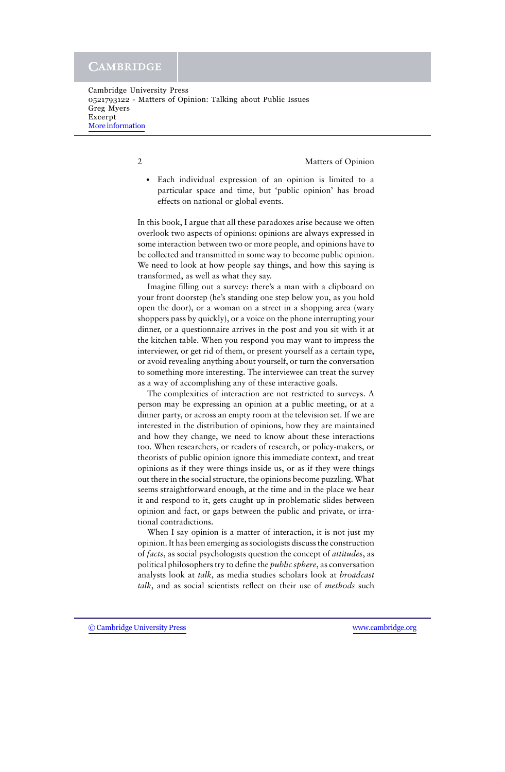- Each individual expression of an opinion is limited to a particular space and time, but 'public opinion' has broad effects on national or global events.

In this book, I argue that all these paradoxes arise because we often overlook two aspects of opinions: opinions are always expressed in some interaction between two or more people, and opinions have to be collected and transmitted in some way to become public opinion. We need to look at how people say things, and how this saying is transformed, as well as what they say.

Imagine filling out a survey: there's a man with a clipboard on your front doorstep (he's standing one step below you, as you hold open the door), or a woman on a street in a shopping area (wary shoppers pass by quickly), or a voice on the phone interrupting your dinner, or a questionnaire arrives in the post and you sit with it at the kitchen table. When you respond you may want to impress the interviewer, or get rid of them, or present yourself as a certain type, or avoid revealing anything about yourself, or turn the conversation to something more interesting. The interviewee can treat the survey as a way of accomplishing any of these interactive goals.

The complexities of interaction are not restricted to surveys. A person may be expressing an opinion at a public meeting, or at a dinner party, or across an empty room at the television set. If we are interested in the distribution of opinions, how they are maintained and how they change, we need to know about these interactions too. When researchers, or readers of research, or policy-makers, or theorists of public opinion ignore this immediate context, and treat opinions as if they were things inside us, or as if they were things out there in the social structure, the opinions become puzzling. What seems straightforward enough, at the time and in the place we hear it and respond to it, gets caught up in problematic slides between opinion and fact, or gaps between the public and private, or irrational contradictions.

When I say opinion is a matter of interaction, it is not just my opinion. It has been emerging as sociologists discuss the construction of *facts*, as social psychologists question the concept of *attitudes*, as political philosophers try to define the *public sphere*, as conversation analysts look at *talk*, as media studies scholars look at *broadcast talk*, and as social scientists reflect on their use of *methods* such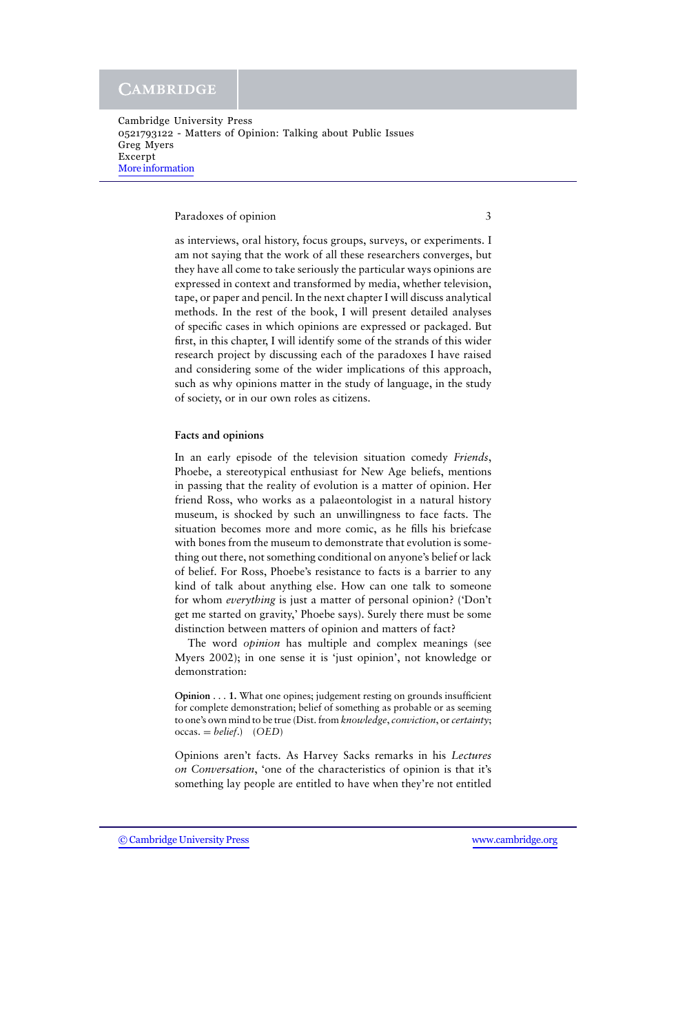as interviews, oral history, focus groups, surveys, or experiments. I am not saying that the work of all these researchers converges, but they have all come to take seriously the particular ways opinions are expressed in context and transformed by media, whether television, tape, or paper and pencil. In the next chapter I will discuss analytical methods. In the rest of the book, I will present detailed analyses of specific cases in which opinions are expressed or packaged. But first, in this chapter, I will identify some of the strands of this wider research project by discussing each of the paradoxes I have raised and considering some of the wider implications of this approach, such as why opinions matter in the study of language, in the study of society, or in our own roles as citizens.

## Facts and opinions

In an early episode of the television situation comedy *Friends*, Phoebe, a stereotypical enthusiast for New Age beliefs, mentions in passing that the reality of evolution is a matter of opinion. Her friend Ross, who works as a palaeontologist in a natural history museum, is shocked by such an unwillingness to face facts. The situation becomes more and more comic, as he fills his briefcase with bones from the museum to demonstrate that evolution is something out there, not something conditional on anyone's belief or lack of belief. For Ross, Phoebe's resistance to facts is a barrier to any kind of talk about anything else. How can one talk to someone for whom *everything* is just a matter of personal opinion? ('Don't get me started on gravity,' Phoebe says). Surely there must be some distinction between matters of opinion and matters of fact?

The word *opinion* has multiple and complex meanings (see Myers 2002); in one sense it is 'just opinion', not knowledge or demonstration:

> **Opinion** . . . **1.** What one opines; judgement resting on grounds insufficient for complete demonstration; belief of something as probable or as seeming to one's own mind to be true (Dist. from *knowledge*, *conviction*, or *certainty*; occas. = *belief*.) (*OED*)

Opinions aren't facts. As Harvey Sacks remarks in his *Lectures on Conversation*, 'one of the characteristics of opinion is that it's something lay people are entitled to have when they're not entitled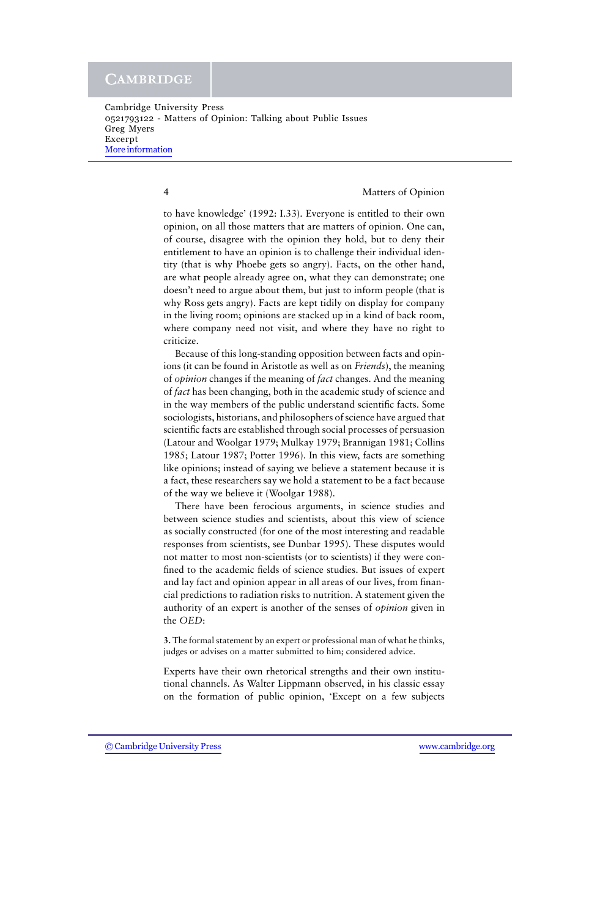to have knowledge' (1992: I.33). Everyone is entitled to their own opinion, on all those matters that are matters of opinion. One can, of course, disagree with the opinion they hold, but to deny their entitlement to have an opinion is to challenge their individual identity (that is why Phoebe gets so angry). Facts, on the other hand, are what people already agree on, what they can demonstrate; one doesn't need to argue about them, but just to inform people (that is why Ross gets angry). Facts are kept tidily on display for company in the living room; opinions are stacked up in a kind of back room, where company need not visit, and where they have no right to criticize.

Because of this long-standing opposition between facts and opinions (it can be found in Aristotle as well as on *Friends*), the meaning of *opinion* changes if the meaning of *fact* changes. And the meaning of *fact* has been changing, both in the academic study of science and in the way members of the public understand scientific facts. Some sociologists, historians, and philosophers of science have argued that scientific facts are established through social processes of persuasion (Latour and Woolgar 1979; Mulkay 1979; Brannigan 1981; Collins 1985; Latour 1987; Potter 1996). In this view, facts are something like opinions; instead of saying we believe a statement because it is a fact, these researchers say we hold a statement to be a fact because of the way we believe it (Woolgar 1988).

There have been ferocious arguments, in science studies and between science studies and scientists, about this view of science as socially constructed (for one of the most interesting and readable responses from scientists, see Dunbar 1995). These disputes would not matter to most non-scientists (or to scientists) if they were confined to the academic fields of science studies. But issues of expert and lay fact and opinion appear in all areas of our lives, from financial predictions to radiation risks to nutrition. A statement given the authority of an expert is another of the senses of *opinion* given in the *OED*:

> **3.** The formal statement by an expert or professional man of what he thinks, judges or advises on a matter submitted to him; considered advice.

Experts have their own rhetorical strengths and their own institutional channels. As Walter Lippmann observed, in his classic essay on the formation of public opinion, 'Except on a few subjects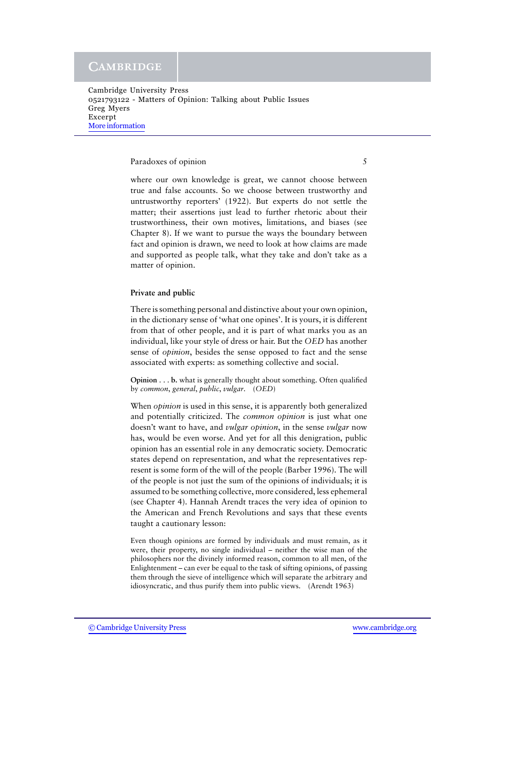where our own knowledge is great, we cannot choose between true and false accounts. So we choose between trustworthy and untrustworthy reporters' (1922). But experts do not settle the matter; their assertions just lead to further rhetoric about their trustworthiness, their own motives, limitations, and biases (see Chapter 8). If we want to pursue the ways the boundary between fact and opinion is drawn, we need to look at how claims are made and supported as people talk, what they take and don't take as a matter of opinion.

### Private and public

There is something personal and distinctive about your own opinion, in the dictionary sense of 'what one opines'. It is yours, it is different from that of other people, and it is part of what marks you as an individual, like your style of dress or hair. But the *OED* has another sense of *opinion*, besides the sense opposed to fact and the sense associated with experts: as something collective and social.

> **Opinion** . . . **b.** what is generally thought about something. Often qualified by *common*, *general*, *public*, *vulgar*. (*OED*)

When *opinion* is used in this sense, it is apparently both generalized and potentially criticized. The *common opinion* is just what one doesn't want to have, and *vulgar opinion*, in the sense *vulgar* now has, would be even worse. And yet for all this denigration, public opinion has an essential role in any democratic society. Democratic states depend on representation, and what the representatives represent is some form of the will of the people (Barber 1996). The will of the people is not just the sum of the opinions of individuals; it is assumed to be something collective, more considered, less ephemeral (see Chapter 4). Hannah Arendt traces the very idea of opinion to the American and French Revolutions and says that these events taught a cautionary lesson:

> Even though opinions are formed by individuals and must remain, as it were, their property, no single individual – neither the wise man of the philosophers nor the divinely informed reason, common to all men, of the Enlightenment – can ever be equal to the task of sifting opinions, of passing them through the sieve of intelligence which will separate the arbitrary and idiosyncratic, and thus purify them into public views. (Arendt 1963)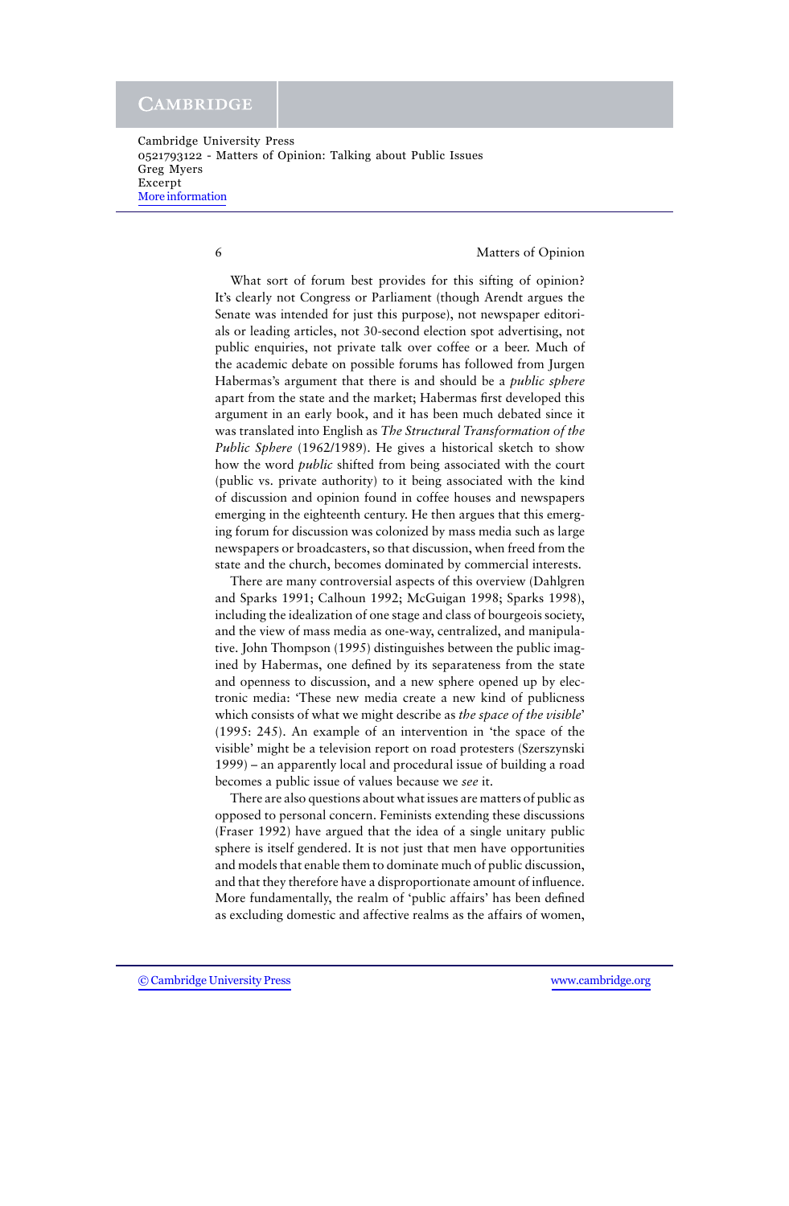What sort of forum best provides for this sifting of opinion? It's clearly not Congress or Parliament (though Arendt argues the Senate was intended for just this purpose), not newspaper editorials or leading articles, not 30-second election spot advertising, not public enquiries, not private talk over coffee or a beer. Much of the academic debate on possible forums has followed from Jurgen Habermas's argument that there is and should be a *public sphere* apart from the state and the market; Habermas first developed this argument in an early book, and it has been much debated since it was translated into English as *The Structural Transformation of the Public Sphere* (1962/1989). He gives a historical sketch to show how the word *public* shifted from being associated with the court (public vs. private authority) to it being associated with the kind of discussion and opinion found in coffee houses and newspapers emerging in the eighteenth century. He then argues that this emerging forum for discussion was colonized by mass media such as large newspapers or broadcasters, so that discussion, when freed from the state and the church, becomes dominated by commercial interests.

There are many controversial aspects of this overview (Dahlgren and Sparks 1991; Calhoun 1992; McGuigan 1998; Sparks 1998), including the idealization of one stage and class of bourgeois society, and the view of mass media as one-way, centralized, and manipulative. John Thompson (1995) distinguishes between the public imagined by Habermas, one defined by its separateness from the state and openness to discussion, and a new sphere opened up by electronic media: 'These new media create a new kind of publicness which consists of what we might describe as *the space of the visible*' (1995: 245). An example of an intervention in 'the space of the visible' might be a television report on road protesters (Szerszynski 1999) – an apparently local and procedural issue of building a road becomes a public issue of values because we *see* it.

There are also questions about what issues are matters of public as opposed to personal concern. Feminists extending these discussions (Fraser 1992) have argued that the idea of a single unitary public sphere is itself gendered. It is not just that men have opportunities and models that enable them to dominate much of public discussion, and that they therefore have a disproportionate amount of influence. More fundamentally, the realm of 'public affairs' has been defined as excluding domestic and affective realms as the affairs of women,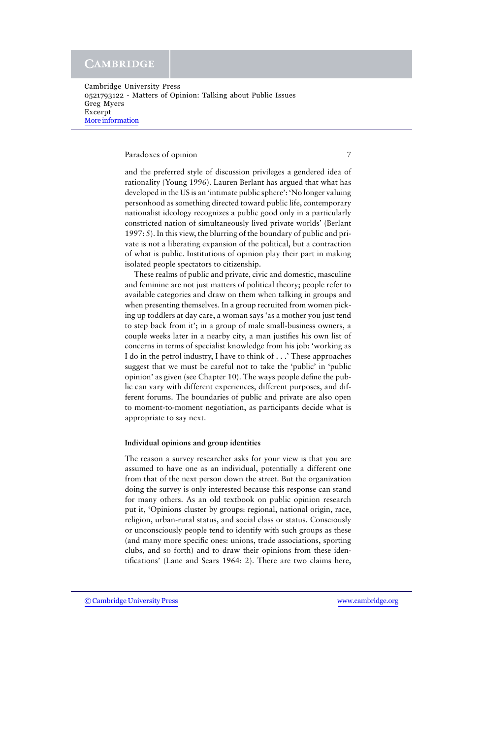and the preferred style of discussion privileges a gendered idea of rationality (Young 1996). Lauren Berlant has argued that what has developed in the US is an 'intimate public sphere': 'No longer valuing personhood as something directed toward public life, contemporary nationalist ideology recognizes a public good only in a particularly constricted nation of simultaneously lived private worlds' (Berlant 1997: 5). In this view, the blurring of the boundary of public and private is not a liberating expansion of the political, but a contraction of what is public. Institutions of opinion play their part in making isolated people spectators to citizenship.

These realms of public and private, civic and domestic, masculine and feminine are not just matters of political theory; people refer to available categories and draw on them when talking in groups and when presenting themselves. In a group recruited from women picking up toddlers at day care, a woman says 'as a mother you just tend to step back from it'; in a group of male small-business owners, a couple weeks later in a nearby city, a man justifies his own list of concerns in terms of specialist knowledge from his job: 'working as I do in the petrol industry, I have to think of . . .' These approaches suggest that we must be careful not to take the 'public' in 'public opinion' as given (see Chapter 10). The ways people define the public can vary with different experiences, different purposes, and different forums. The boundaries of public and private are also open to moment-to-moment negotiation, as participants decide what is appropriate to say next.

### Individual opinions and group identities

The reason a survey researcher asks for your view is that you are assumed to have one as an individual, potentially a different one from that of the next person down the street. But the organization doing the survey is only interested because this response can stand for many others. As an old textbook on public opinion research put it, 'Opinions cluster by groups: regional, national origin, race, religion, urban-rural status, and social class or status. Consciously or unconsciously people tend to identify with such groups as these (and many more specific ones: unions, trade associations, sporting clubs, and so forth) and to draw their opinions from these identifications' (Lane and Sears 1964: 2). There are two claims here,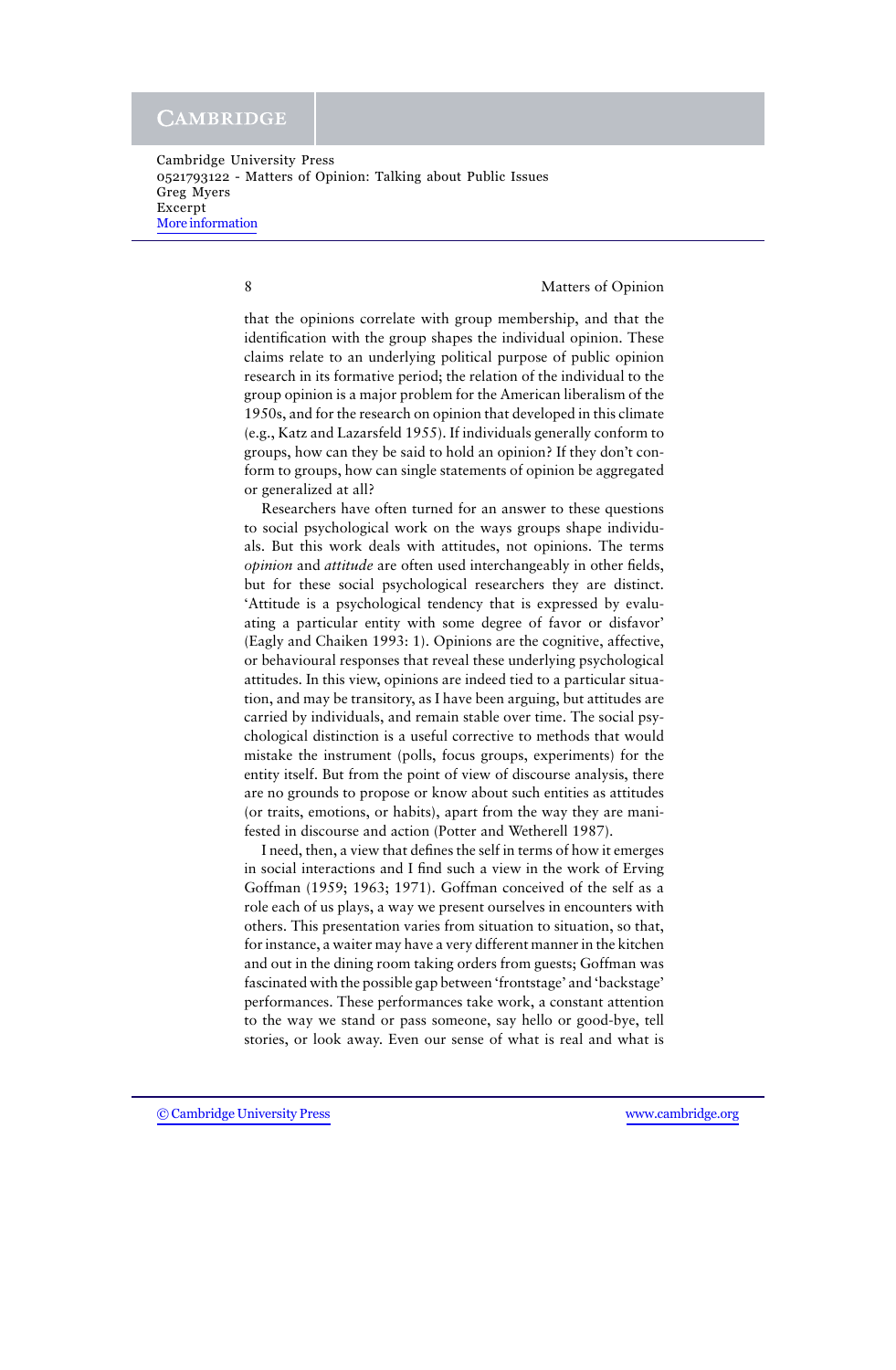that the opinions correlate with group membership, and that the identification with the group shapes the individual opinion. These claims relate to an underlying political purpose of public opinion research in its formative period; the relation of the individual to the group opinion is a major problem for the American liberalism of the 1950s, and for the research on opinion that developed in this climate (e.g., Katz and Lazarsfeld 1955). If individuals generally conform to groups, how can they be said to hold an opinion? If they don't conform to groups, how can single statements of opinion be aggregated or generalized at all?

Researchers have often turned for an answer to these questions to social psychological work on the ways groups shape individuals. But this work deals with attitudes, not opinions. The terms *opinion* and *attitude* are often used interchangeably in other fields, but for these social psychological researchers they are distinct. 'Attitude is a psychological tendency that is expressed by evaluating a particular entity with some degree of favor or disfavor' (Eagly and Chaiken 1993: 1). Opinions are the cognitive, affective, or behavioural responses that reveal these underlying psychological attitudes. In this view, opinions are indeed tied to a particular situation, and may be transitory, as I have been arguing, but attitudes are carried by individuals, and remain stable over time. The social psychological distinction is a useful corrective to methods that would mistake the instrument (polls, focus groups, experiments) for the entity itself. But from the point of view of discourse analysis, there are no grounds to propose or know about such entities as attitudes (or traits, emotions, or habits), apart from the way they are manifested in discourse and action (Potter and Wetherell 1987).

I need, then, a view that defines the self in terms of how it emerges in social interactions and I find such a view in the work of Erving Goffman (1959; 1963; 1971). Goffman conceived of the self as a role each of us plays, a way we present ourselves in encounters with others. This presentation varies from situation to situation, so that, for instance, a waiter may have a very different manner in the kitchen and out in the dining room taking orders from guests; Goffman was fascinated with the possible gap between 'frontstage' and 'backstage' performances. These performances take work, a constant attention to the way we stand or pass someone, say hello or good-bye, tell stories, or look away. Even our sense of what is real and what is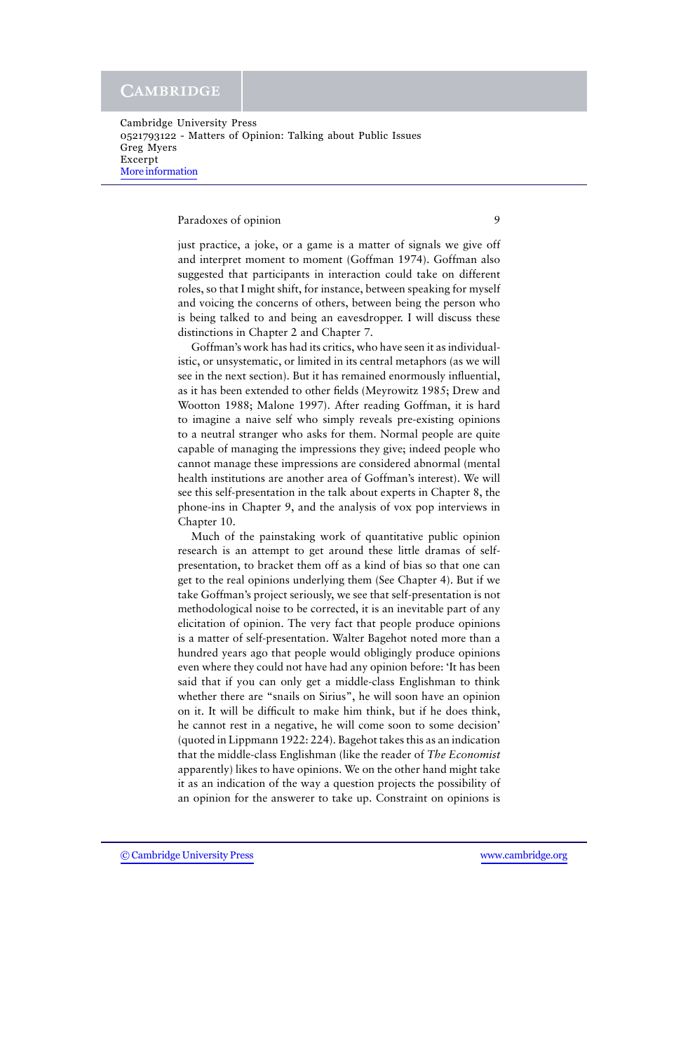just practice, a joke, or a game is a matter of signals we give off and interpret moment to moment (Goffman 1974). Goffman also suggested that participants in interaction could take on different roles, so that I might shift, for instance, between speaking for myself and voicing the concerns of others, between being the person who is being talked to and being an eavesdropper. I will discuss these distinctions in Chapter 2 and Chapter 7.

Goffman's work has had its critics, who have seen it as individualistic, or unsystematic, or limited in its central metaphors (as we will see in the next section). But it has remained enormously influential, as it has been extended to other fields (Meyrowitz 1985; Drew and Wootton 1988; Malone 1997). After reading Goffman, it is hard to imagine a naive self who simply reveals pre-existing opinions to a neutral stranger who asks for them. Normal people are quite capable of managing the impressions they give; indeed people who cannot manage these impressions are considered abnormal (mental health institutions are another area of Goffman's interest). We will see this self-presentation in the talk about experts in Chapter 8, the phone-ins in Chapter 9, and the analysis of vox pop interviews in Chapter 10.

Much of the painstaking work of quantitative public opinion research is an attempt to get around these little dramas of self-presentation, to bracket them off as a kind of bias so that one can get to the real opinions underlying them (See Chapter 4). But if we take Goffman's project seriously, we see that self-presentation is not methodological noise to be corrected, it is an inevitable part of any elicitation of opinion. The very fact that people produce opinions is a matter of self-presentation. Walter Bagehot noted more than a hundred years ago that people would obligingly produce opinions even where they could not have had any opinion before: 'It has been said that if you can only get a middle-class Englishman to think whether there are "snails on Sirius", he will soon have an opinion on it. It will be difficult to make him think, but if he does think, he cannot rest in a negative, he will come soon to some decision' (quoted in Lippmann 1922: 224). Bagehot takes this as an indication that the middle-class Englishman (like the reader of *The Economist* apparently) likes to have opinions. We on the other hand might take it as an indication of the way a question projects the possibility of an opinion for the answerer to take up. Constraint on opinions is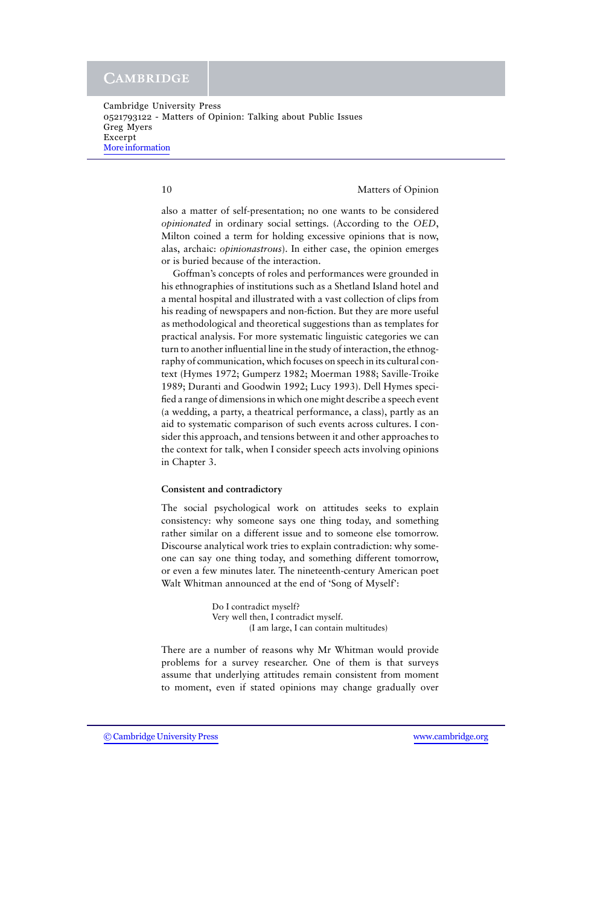also a matter of self-presentation; no one wants to be considered *opinionated* in ordinary social settings. (According to the *OED*, Milton coined a term for holding excessive opinions that is now, alas, archaic: *opinionastrous*). In either case, the opinion emerges or is buried because of the interaction.

Goffman's concepts of roles and performances were grounded in his ethnographies of institutions such as a Shetland Island hotel and a mental hospital and illustrated with a vast collection of clips from his reading of newspapers and non-fiction. But they are more useful as methodological and theoretical suggestions than as templates for practical analysis. For more systematic linguistic categories we can turn to another influential line in the study of interaction, the ethnography of communication, which focuses on speech in its cultural context (Hymes 1972; Gumperz 1982; Moerman 1988; Saville-Troike 1989; Duranti and Goodwin 1992; Lucy 1993). Dell Hymes specified a range of dimensions in which one might describe a speech event (a wedding, a party, a theatrical performance, a class), partly as an aid to systematic comparison of such events across cultures. I consider this approach, and tensions between it and other approaches to the context for talk, when I consider speech acts involving opinions in Chapter 3.

### Consistent and contradictory

The social psychological work on attitudes seeks to explain consistency: why someone says one thing today, and something rather similar on a different issue and to someone else tomorrow. Discourse analytical work tries to explain contradiction: why someone can say one thing today, and something different tomorrow, or even a few minutes later. The nineteenth-century American poet Walt Whitman announced at the end of 'Song of Myself':

> Do I contradict myself?
> Very well then, I contradict myself.
> (I am large, I can contain multitudes)

There are a number of reasons why Mr Whitman would provide problems for a survey researcher. One of them is that surveys assume that underlying attitudes remain consistent from moment to moment, even if stated opinions may change gradually over